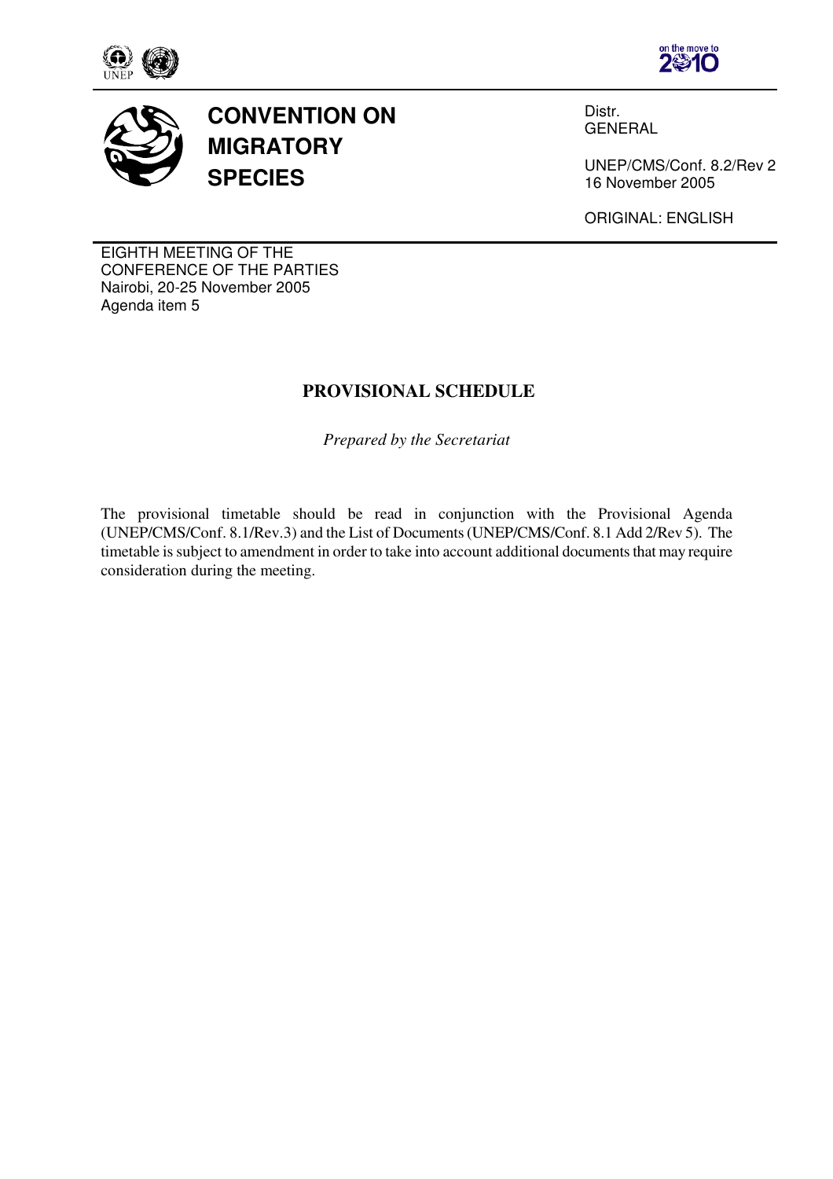# CONVENTION ON MIGRATORY SPECIES

Distr.
GENERAL

UNEP/CMS/Conf. 8.2/Rev 2
16 November 2005

ORIGINAL: ENGLISH

EIGHTH MEETING OF THE
CONFERENCE OF THE PARTIES
Nairobi, 20-25 November 2005
Agenda item 5

## PROVISIONAL SCHEDULE

*Prepared by the Secretariat*

The provisional timetable should be read in conjunction with the Provisional Agenda (UNEP/CMS/Conf. 8.1/Rev.3) and the List of Documents (UNEP/CMS/Conf. 8.1 Add 2/Rev 5). The timetable is subject to amendment in order to take into account additional documents that may require consideration during the meeting.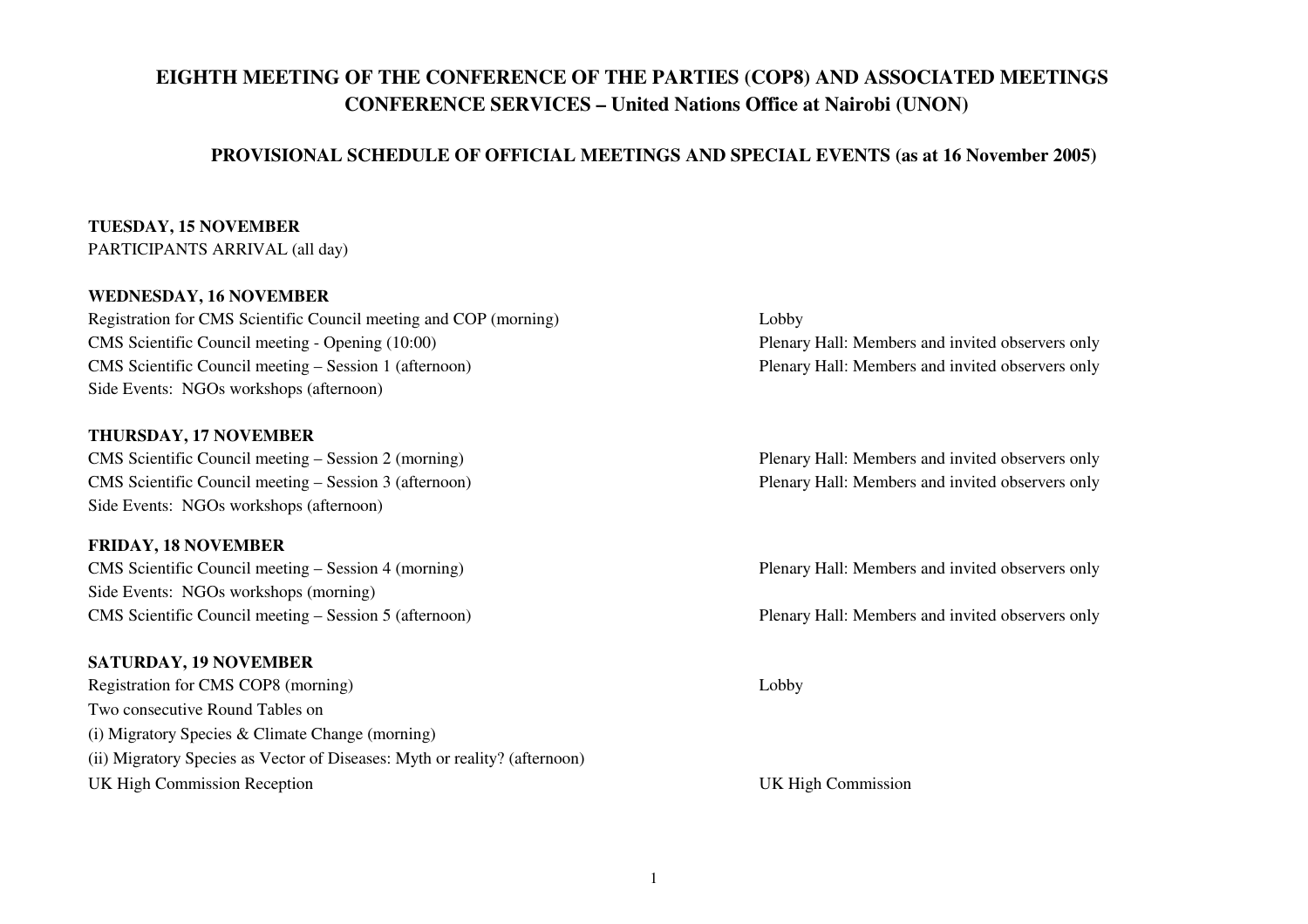# EIGHTH MEETING OF THE CONFERENCE OF THE PARTIES (COP8) AND ASSOCIATED MEETINGS
# CONFERENCE SERVICES – United Nations Office at Nairobi (UNON)

## PROVISIONAL SCHEDULE OF OFFICIAL MEETINGS AND SPECIAL EVENTS (as at 16 November 2005)

**TUESDAY, 15 NOVEMBER**

PARTICIPANTS ARRIVAL (all day)

**WEDNESDAY, 16 NOVEMBER**

| Event | Location |
|---|---|
| Registration for CMS Scientific Council meeting and COP (morning) | Lobby |
| CMS Scientific Council meeting - Opening (10:00) | Plenary Hall: Members and invited observers only |
| CMS Scientific Council meeting – Session 1 (afternoon) | Plenary Hall: Members and invited observers only |
| Side Events: NGOs workshops (afternoon) | |

**THURSDAY, 17 NOVEMBER**

| Event | Location |
|---|---|
| CMS Scientific Council meeting – Session 2 (morning) | Plenary Hall: Members and invited observers only |
| CMS Scientific Council meeting – Session 3 (afternoon) | Plenary Hall: Members and invited observers only |
| Side Events: NGOs workshops (afternoon) | |

**FRIDAY, 18 NOVEMBER**

| Event | Location |
|---|---|
| CMS Scientific Council meeting – Session 4 (morning) | Plenary Hall: Members and invited observers only |
| Side Events: NGOs workshops (morning) | |
| CMS Scientific Council meeting – Session 5 (afternoon) | Plenary Hall: Members and invited observers only |

**SATURDAY, 19 NOVEMBER**

| Event | Location |
|---|---|
| Registration for CMS COP8 (morning) | Lobby |
| Two consecutive Round Tables on | |
| (i) Migratory Species & Climate Change (morning) | |
| (ii) Migratory Species as Vector of Diseases: Myth or reality? (afternoon) | |
| UK High Commission Reception | UK High Commission |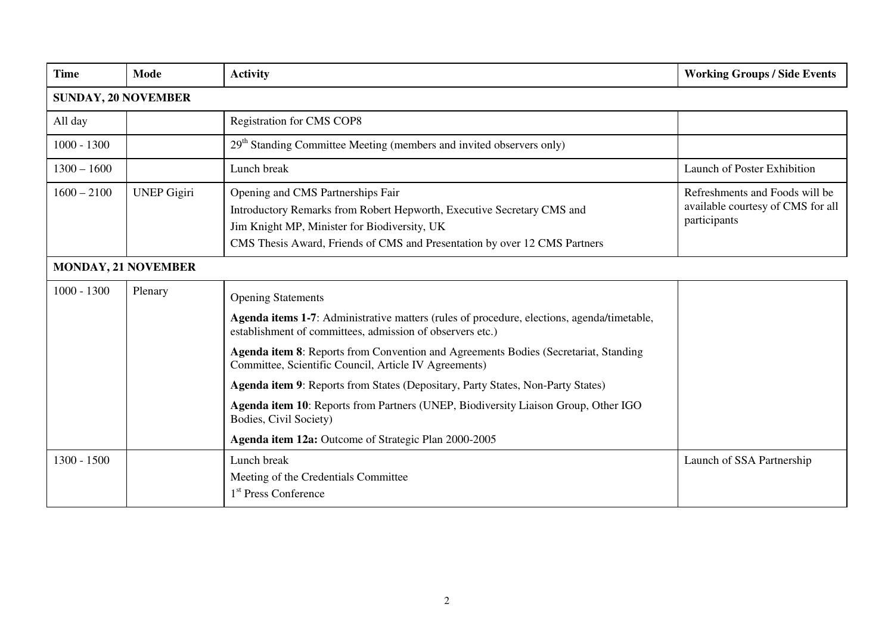| Time | Mode | Activity | Working Groups / Side Events |
|---|---|---|---|
| **SUNDAY, 20 NOVEMBER** | | | |
| All day | | Registration for CMS COP8 | |
| 1000 - 1300 | | 29th Standing Committee Meeting (members and invited observers only) | |
| 1300 – 1600 | | Lunch break | Launch of Poster Exhibition |
| 1600 – 2100 | UNEP Gigiri | Opening and CMS Partnerships Fair<br>Introductory Remarks from Robert Hepworth, Executive Secretary CMS and<br>Jim Knight MP, Minister for Biodiversity, UK<br>CMS Thesis Award, Friends of CMS and Presentation by over 12 CMS Partners | Refreshments and Foods will be available courtesy of CMS for all participants |
| **MONDAY, 21 NOVEMBER** | | | |
| 1000 - 1300 | Plenary | Opening Statements<br>**Agenda items 1-7**: Administrative matters (rules of procedure, elections, agenda/timetable, establishment of committees, admission of observers etc.)<br>**Agenda item 8**: Reports from Convention and Agreements Bodies (Secretariat, Standing Committee, Scientific Council, Article IV Agreements)<br>**Agenda item 9**: Reports from States (Depositary, Party States, Non-Party States)<br>**Agenda item 10**: Reports from Partners (UNEP, Biodiversity Liaison Group, Other IGO Bodies, Civil Society)<br>**Agenda item 12a:** Outcome of Strategic Plan 2000-2005 | |
| 1300 - 1500 | | Lunch break<br>Meeting of the Credentials Committee<br>1st Press Conference | Launch of SSA Partnership |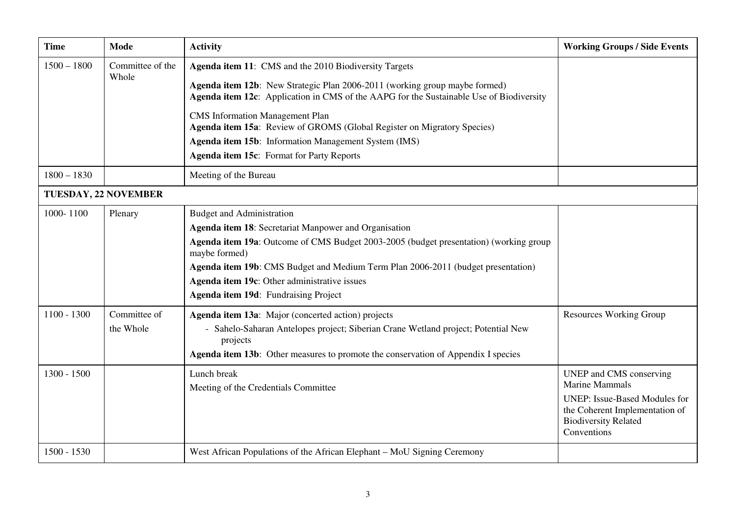| Time | Mode | Activity | Working Groups / Side Events |
|---|---|---|---|
| 1500 – 1800 | Committee of the Whole | **Agenda item 11**: CMS and the 2010 Biodiversity Targets<br>**Agenda item 12b**: New Strategic Plan 2006-2011 (working group maybe formed)<br>**Agenda item 12c**: Application in CMS of the AAPG for the Sustainable Use of Biodiversity<br>CMS Information Management Plan<br>**Agenda item 15a**: Review of GROMS (Global Register on Migratory Species)<br>**Agenda item 15b**: Information Management System (IMS)<br>**Agenda item 15c**: Format for Party Reports | |
| 1800 – 1830 | | Meeting of the Bureau | |
| **TUESDAY, 22 NOVEMBER** | | | |
| 1000- 1100 | Plenary | Budget and Administration<br>**Agenda item 18**: Secretariat Manpower and Organisation<br>**Agenda item 19a**: Outcome of CMS Budget 2003-2005 (budget presentation) (working group maybe formed)<br>**Agenda item 19b**: CMS Budget and Medium Term Plan 2006-2011 (budget presentation)<br>**Agenda item 19c**: Other administrative issues<br>**Agenda item 19d**: Fundraising Project | |
| 1100 - 1300 | Committee of the Whole | **Agenda item 13a**: Major (concerted action) projects<br>- Sahelo-Saharan Antelopes project; Siberian Crane Wetland project; Potential New projects<br>**Agenda item 13b**: Other measures to promote the conservation of Appendix I species | Resources Working Group |
| 1300 - 1500 | | Lunch break<br>Meeting of the Credentials Committee | UNEP and CMS conserving Marine Mammals<br>UNEP: Issue-Based Modules for the Coherent Implementation of Biodiversity Related Conventions |
| 1500 - 1530 | | West African Populations of the African Elephant – MoU Signing Ceremony | |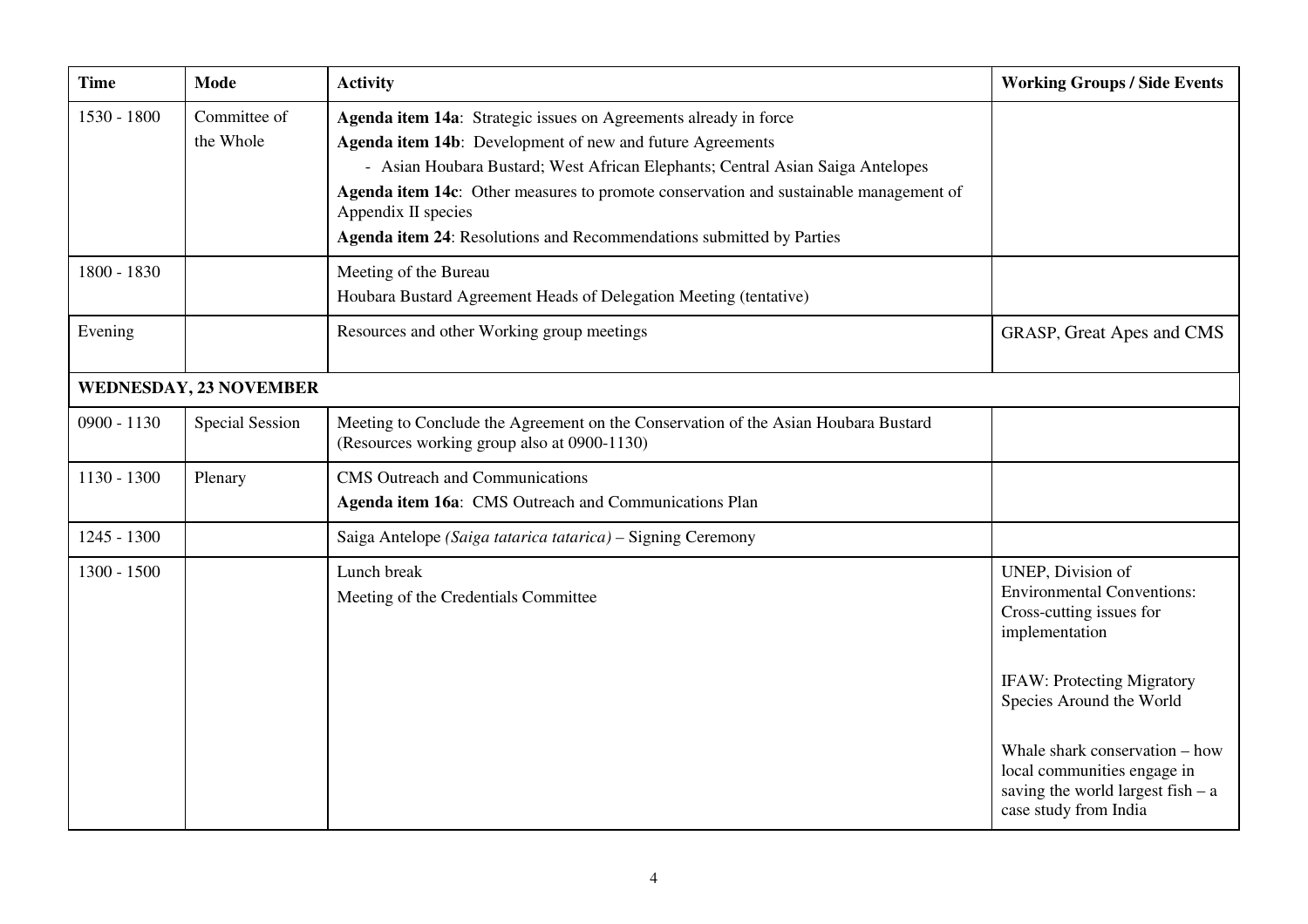| Time | Mode | Activity | Working Groups / Side Events |
|---|---|---|---|
| 1530 - 1800 | Committee of the Whole | **Agenda item 14a**: Strategic issues on Agreements already in force<br>**Agenda item 14b**: Development of new and future Agreements<br>- Asian Houbara Bustard; West African Elephants; Central Asian Saiga Antelopes<br>**Agenda item 14c**: Other measures to promote conservation and sustainable management of Appendix II species<br>**Agenda item 24**: Resolutions and Recommendations submitted by Parties | |
| 1800 - 1830 | | Meeting of the Bureau<br>Houbara Bustard Agreement Heads of Delegation Meeting (tentative) | |
| Evening | | Resources and other Working group meetings | GRASP, Great Apes and CMS |
| **WEDNESDAY, 23 NOVEMBER** | | | |
| 0900 - 1130 | Special Session | Meeting to Conclude the Agreement on the Conservation of the Asian Houbara Bustard (Resources working group also at 0900-1130) | |
| 1130 - 1300 | Plenary | CMS Outreach and Communications<br>**Agenda item 16a**: CMS Outreach and Communications Plan | |
| 1245 - 1300 | | Saiga Antelope *(Saiga tatarica tatarica)* – Signing Ceremony | |
| 1300 - 1500 | | Lunch break<br>Meeting of the Credentials Committee | UNEP, Division of Environmental Conventions: Cross-cutting issues for implementation<br><br>IFAW: Protecting Migratory Species Around the World<br><br>Whale shark conservation – how local communities engage in saving the world largest fish – a case study from India |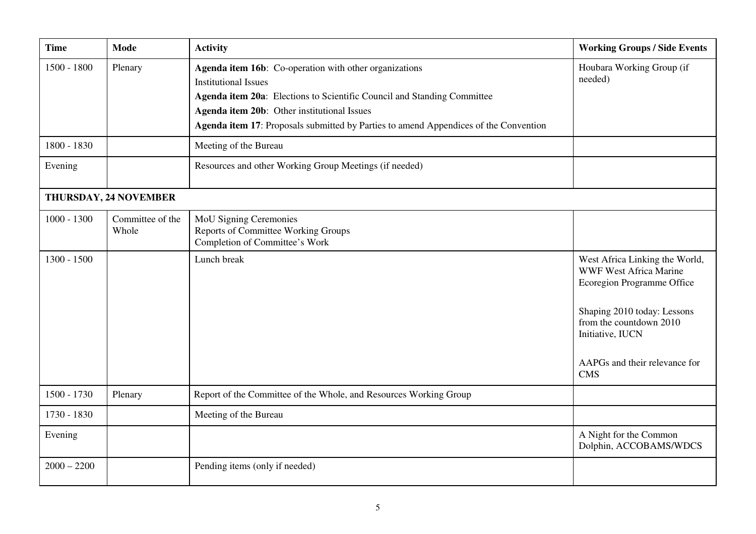| Time | Mode | Activity | Working Groups / Side Events |
|---|---|---|---|
| 1500 - 1800 | Plenary | **Agenda item 16b**: Co-operation with other organizations<br>Institutional Issues<br>**Agenda item 20a**: Elections to Scientific Council and Standing Committee<br>**Agenda item 20b**: Other institutional Issues<br>**Agenda item 17**: Proposals submitted by Parties to amend Appendices of the Convention | Houbara Working Group (if needed) |
| 1800 - 1830 | | Meeting of the Bureau | |
| Evening | | Resources and other Working Group Meetings (if needed) | |
| **THURSDAY, 24 NOVEMBER** | | | |
| 1000 - 1300 | Committee of the Whole | MoU Signing Ceremonies<br>Reports of Committee Working Groups<br>Completion of Committee's Work | |
| 1300 - 1500 | | Lunch break | West Africa Linking the World, WWF West Africa Marine Ecoregion Programme Office<br><br>Shaping 2010 today: Lessons from the countdown 2010 Initiative, IUCN<br><br>AAPGs and their relevance for CMS |
| 1500 - 1730 | Plenary | Report of the Committee of the Whole, and Resources Working Group | |
| 1730 - 1830 | | Meeting of the Bureau | |
| Evening | | | A Night for the Common Dolphin, ACCOBAMS/WDCS |
| 2000 – 2200 | | Pending items (only if needed) | |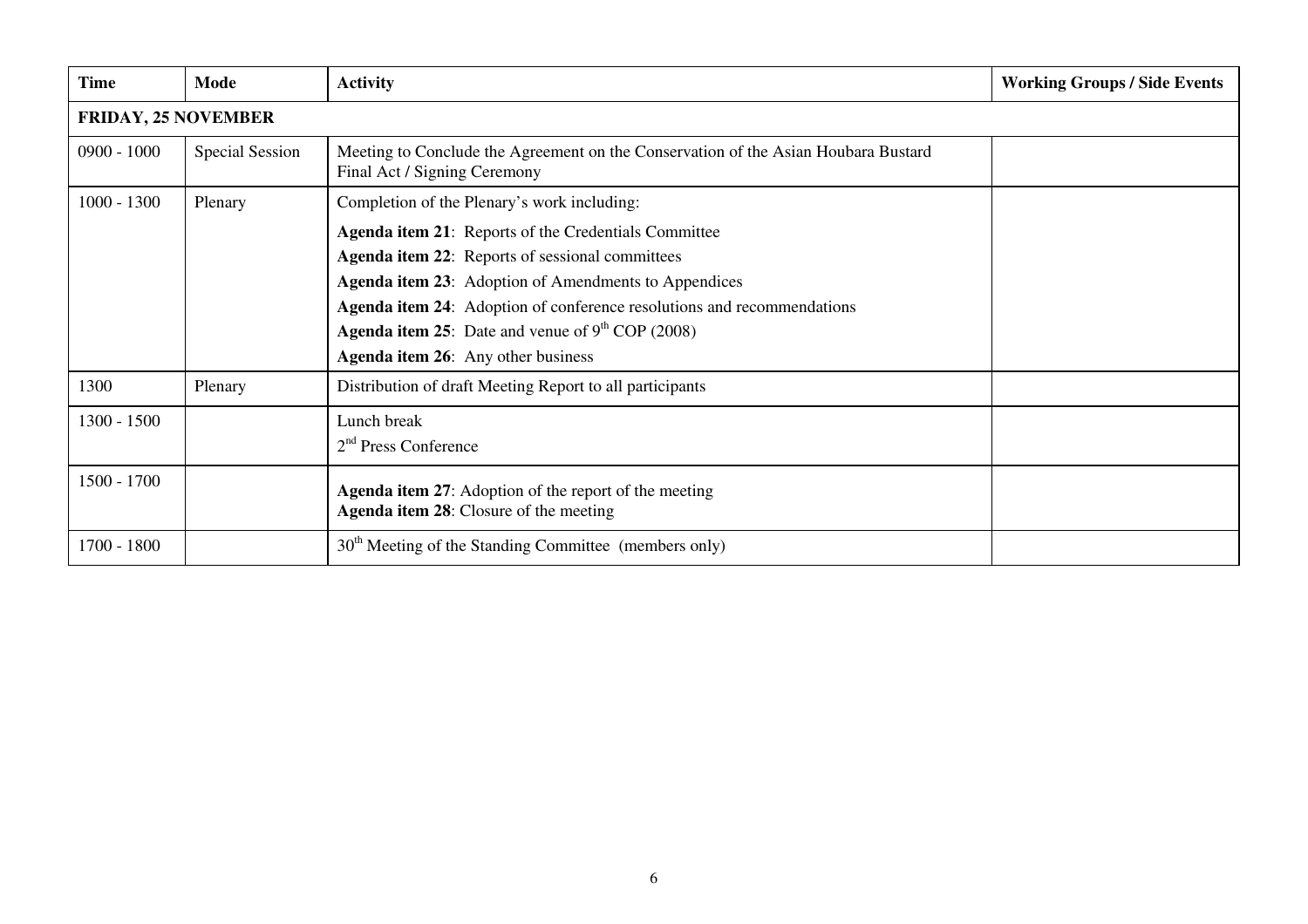| Time | Mode | Activity | Working Groups / Side Events |
|---|---|---|---|
| **FRIDAY, 25 NOVEMBER** | | | |
| 0900 - 1000 | Special Session | Meeting to Conclude the Agreement on the Conservation of the Asian Houbara Bustard Final Act / Signing Ceremony | |
| 1000 - 1300 | Plenary | Completion of the Plenary's work including:<br>**Agenda item 21**: Reports of the Credentials Committee<br>**Agenda item 22**: Reports of sessional committees<br>**Agenda item 23**: Adoption of Amendments to Appendices<br>**Agenda item 24**: Adoption of conference resolutions and recommendations<br>**Agenda item 25**: Date and venue of 9th COP (2008)<br>**Agenda item 26**: Any other business | |
| 1300 | Plenary | Distribution of draft Meeting Report to all participants | |
| 1300 - 1500 | | Lunch break<br>2nd Press Conference | |
| 1500 - 1700 | | **Agenda item 27**: Adoption of the report of the meeting<br>**Agenda item 28**: Closure of the meeting | |
| 1700 - 1800 | | 30th Meeting of the Standing Committee (members only) | |